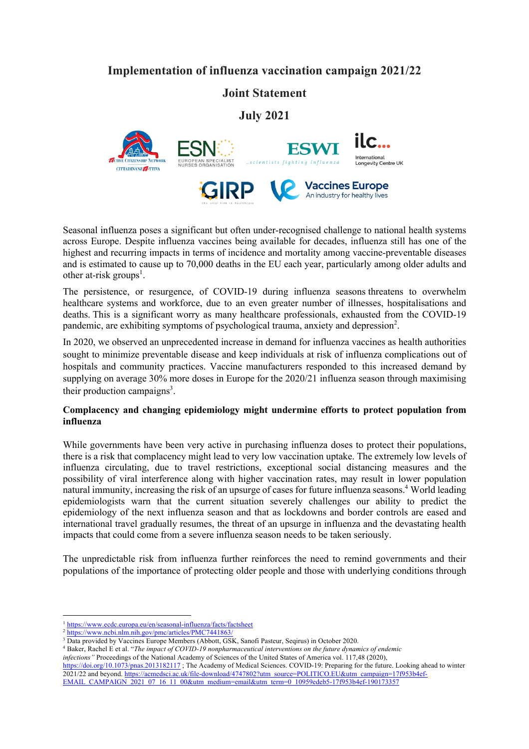# Implementation of influenza vaccination campaign 2021/22

## Joint Statement

## July 2021

Seasonal influenza poses a significant but often under-recognised challenge to national health systems across Europe. Despite influenza vaccines being available for decades, influenza still has one of the highest and recurring impacts in terms of incidence and mortality among vaccine-preventable diseases and is estimated to cause up to 70,000 deaths in the EU each year, particularly among older adults and other at-risk groups[1].

The persistence, or resurgence, of COVID-19 during influenza seasons threatens to overwhelm healthcare systems and workforce, due to an even greater number of illnesses, hospitalisations and deaths. This is a significant worry as many healthcare professionals, exhausted from the COVID-19 pandemic, are exhibiting symptoms of psychological trauma, anxiety and depression[2].

In 2020, we observed an unprecedented increase in demand for influenza vaccines as health authorities sought to minimize preventable disease and keep individuals at risk of influenza complications out of hospitals and community practices. Vaccine manufacturers responded to this increased demand by supplying on average 30% more doses in Europe for the 2020/21 influenza season through maximising their production campaigns[3].

**Complacency and changing epidemiology might undermine efforts to protect population from influenza**

While governments have been very active in purchasing influenza doses to protect their populations, there is a risk that complacency might lead to very low vaccination uptake. The extremely low levels of influenza circulating, due to travel restrictions, exceptional social distancing measures and the possibility of viral interference along with higher vaccination rates, may result in lower population natural immunity, increasing the risk of an upsurge of cases for future influenza seasons.[4] World leading epidemiologists warn that the current situation severely challenges our ability to predict the epidemiology of the next influenza season and that as lockdowns and border controls are eased and international travel gradually resumes, the threat of an upsurge in influenza and the devastating health impacts that could come from a severe influenza season needs to be taken seriously.

The unpredictable risk from influenza further reinforces the need to remind governments and their populations of the importance of protecting older people and those with underlying conditions through

---

[1] https://www.ecdc.europa.eu/en/seasonal-influenza/facts/factsheet

[2] https://www.ncbi.nlm.nih.gov/pmc/articles/PMC7441863/

[3] Data provided by Vaccines Europe Members (Abbott, GSK, Sanofi Pasteur, Seqirus) in October 2020.

[4] Baker, Rachel E et al. "*The impact of COVID-19 nonpharmaceutical interventions on the future dynamics of endemic infections*" Proceedings of the National Academy of Sciences of the United States of America vol. 117,48 (2020), https://doi.org/10.1073/pnas.2013182117 ; The Academy of Medical Sciences. COVID-19: Preparing for the future. Looking ahead to winter 2021/22 and beyond. https://acmedsci.ac.uk/file-download/4747802?utm_source=POLITICO.EU&utm_campaign=17f953b4ef-EMAIL_CAMPAIGN_2021_07_16_11_00&utm_medium=email&utm_term=0_10959edeb5-17f953b4ef-190173357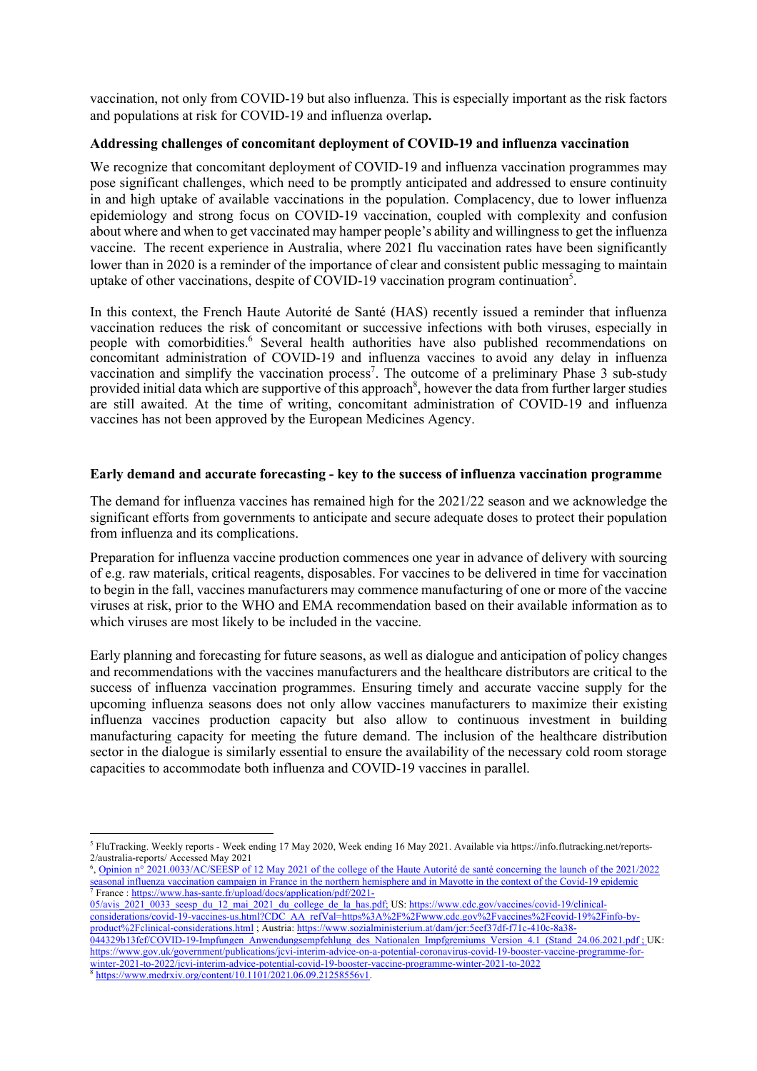vaccination, not only from COVID-19 but also influenza. This is especially important as the risk factors and populations at risk for COVID-19 and influenza overlap**.**

**Addressing challenges of concomitant deployment of COVID-19 and influenza vaccination**

We recognize that concomitant deployment of COVID-19 and influenza vaccination programmes may pose significant challenges, which need to be promptly anticipated and addressed to ensure continuity in and high uptake of available vaccinations in the population. Complacency, due to lower influenza epidemiology and strong focus on COVID-19 vaccination, coupled with complexity and confusion about where and when to get vaccinated may hamper people's ability and willingness to get the influenza vaccine. The recent experience in Australia, where 2021 flu vaccination rates have been significantly lower than in 2020 is a reminder of the importance of clear and consistent public messaging to maintain uptake of other vaccinations, despite of COVID-19 vaccination program continuation[5].

In this context, the French Haute Autorité de Santé (HAS) recently issued a reminder that influenza vaccination reduces the risk of concomitant or successive infections with both viruses, especially in people with comorbidities.[6] Several health authorities have also published recommendations on concomitant administration of COVID-19 and influenza vaccines to avoid any delay in influenza vaccination and simplify the vaccination process[7]. The outcome of a preliminary Phase 3 sub-study provided initial data which are supportive of this approach[8], however the data from further larger studies are still awaited. At the time of writing, concomitant administration of COVID-19 and influenza vaccines has not been approved by the European Medicines Agency.

**Early demand and accurate forecasting - key to the success of influenza vaccination programme**

The demand for influenza vaccines has remained high for the 2021/22 season and we acknowledge the significant efforts from governments to anticipate and secure adequate doses to protect their population from influenza and its complications.

Preparation for influenza vaccine production commences one year in advance of delivery with sourcing of e.g. raw materials, critical reagents, disposables. For vaccines to be delivered in time for vaccination to begin in the fall, vaccines manufacturers may commence manufacturing of one or more of the vaccine viruses at risk, prior to the WHO and EMA recommendation based on their available information as to which viruses are most likely to be included in the vaccine.

Early planning and forecasting for future seasons, as well as dialogue and anticipation of policy changes and recommendations with the vaccines manufacturers and the healthcare distributors are critical to the success of influenza vaccination programmes. Ensuring timely and accurate vaccine supply for the upcoming influenza seasons does not only allow vaccines manufacturers to maximize their existing influenza vaccines production capacity but also allow to continuous investment in building manufacturing capacity for meeting the future demand. The inclusion of the healthcare distribution sector in the dialogue is similarly essential to ensure the availability of the necessary cold room storage capacities to accommodate both influenza and COVID-19 vaccines in parallel.

---

[5] FluTracking. Weekly reports - Week ending 17 May 2020, Week ending 16 May 2021. Available via https://info.flutracking.net/reports-2/australia-reports/ Accessed May 2021

[6], Opinion n° 2021.0033/AC/SEESP of 12 May 2021 of the college of the Haute Autorité de santé concerning the launch of the 2021/2022 seasonal influenza vaccination campaign in France in the northern hemisphere and in Mayotte in the context of the Covid-19 epidemic

[7] France : https://www.has-sante.fr/upload/docs/application/pdf/2021-05/avis_2021_0033_seesp_du_12_mai_2021_du_college_de_la_has.pdf; US: https://www.cdc.gov/vaccines/covid-19/clinical-considerations/covid-19-vaccines-us.html?CDC_AA_refVal=https%3A%2F%2Fwww.cdc.gov%2Fvaccines%2Fcovid-19%2Finfo-by-product%2Fclinical-considerations.html ; Austria: https://www.sozialministerium.at/dam/jcr:5eef37df-f71c-410c-8a38-044329b13fef/COVID-19-Impfungen_Anwendungsempfehlung_des_Nationalen_Impfgremiums_Version_4.1_(Stand_24.06.2021).pdf ; UK: https://www.gov.uk/government/publications/jcvi-interim-advice-on-a-potential-coronavirus-covid-19-booster-vaccine-programme-for-winter-2021-to-2022/jcvi-interim-advice-potential-covid-19-booster-vaccine-programme-winter-2021-to-2022

[8] https://www.medrxiv.org/content/10.1101/2021.06.09.21258556v1.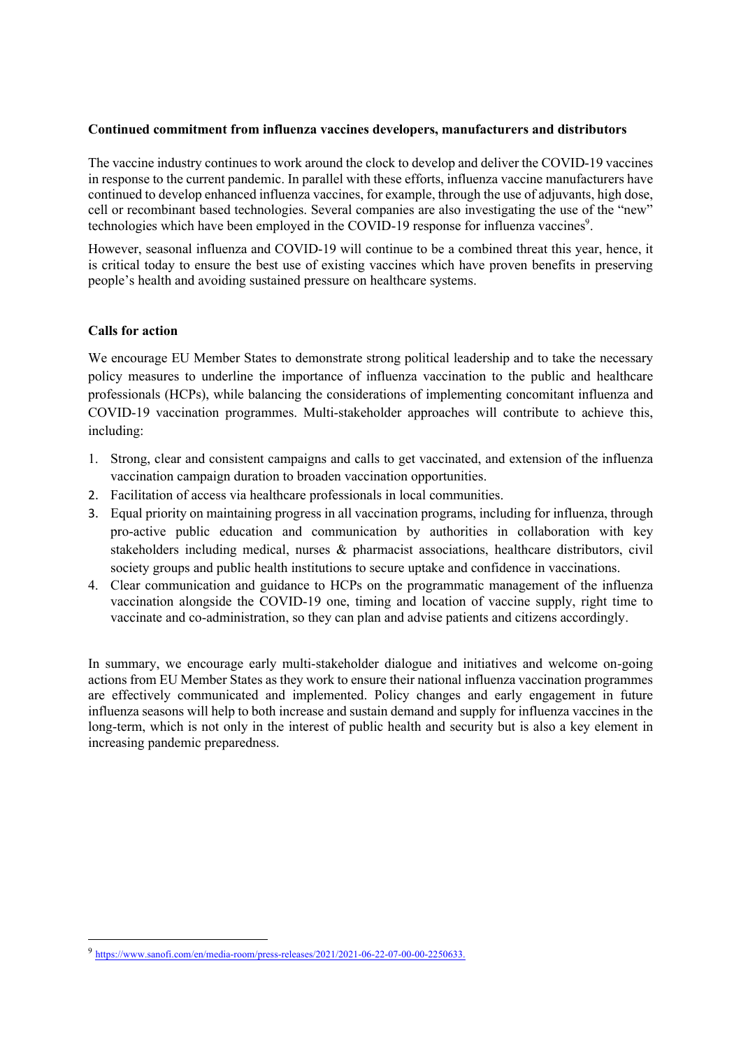**Continued commitment from influenza vaccines developers, manufacturers and distributors**

The vaccine industry continues to work around the clock to develop and deliver the COVID-19 vaccines in response to the current pandemic. In parallel with these efforts, influenza vaccine manufacturers have continued to develop enhanced influenza vaccines, for example, through the use of adjuvants, high dose, cell or recombinant based technologies. Several companies are also investigating the use of the "new" technologies which have been employed in the COVID-19 response for influenza vaccines[9].

However, seasonal influenza and COVID-19 will continue to be a combined threat this year, hence, it is critical today to ensure the best use of existing vaccines which have proven benefits in preserving people's health and avoiding sustained pressure on healthcare systems.

**Calls for action**

We encourage EU Member States to demonstrate strong political leadership and to take the necessary policy measures to underline the importance of influenza vaccination to the public and healthcare professionals (HCPs), while balancing the considerations of implementing concomitant influenza and COVID-19 vaccination programmes. Multi-stakeholder approaches will contribute to achieve this, including:

1. Strong, clear and consistent campaigns and calls to get vaccinated, and extension of the influenza vaccination campaign duration to broaden vaccination opportunities.
2. Facilitation of access via healthcare professionals in local communities.
3. Equal priority on maintaining progress in all vaccination programs, including for influenza, through pro-active public education and communication by authorities in collaboration with key stakeholders including medical, nurses & pharmacist associations, healthcare distributors, civil society groups and public health institutions to secure uptake and confidence in vaccinations.
4. Clear communication and guidance to HCPs on the programmatic management of the influenza vaccination alongside the COVID-19 one, timing and location of vaccine supply, right time to vaccinate and co-administration, so they can plan and advise patients and citizens accordingly.

In summary, we encourage early multi-stakeholder dialogue and initiatives and welcome on-going actions from EU Member States as they work to ensure their national influenza vaccination programmes are effectively communicated and implemented. Policy changes and early engagement in future influenza seasons will help to both increase and sustain demand and supply for influenza vaccines in the long-term, which is not only in the interest of public health and security but is also a key element in increasing pandemic preparedness.

---

[9] https://www.sanofi.com/en/media-room/press-releases/2021/2021-06-22-07-00-00-2250633.